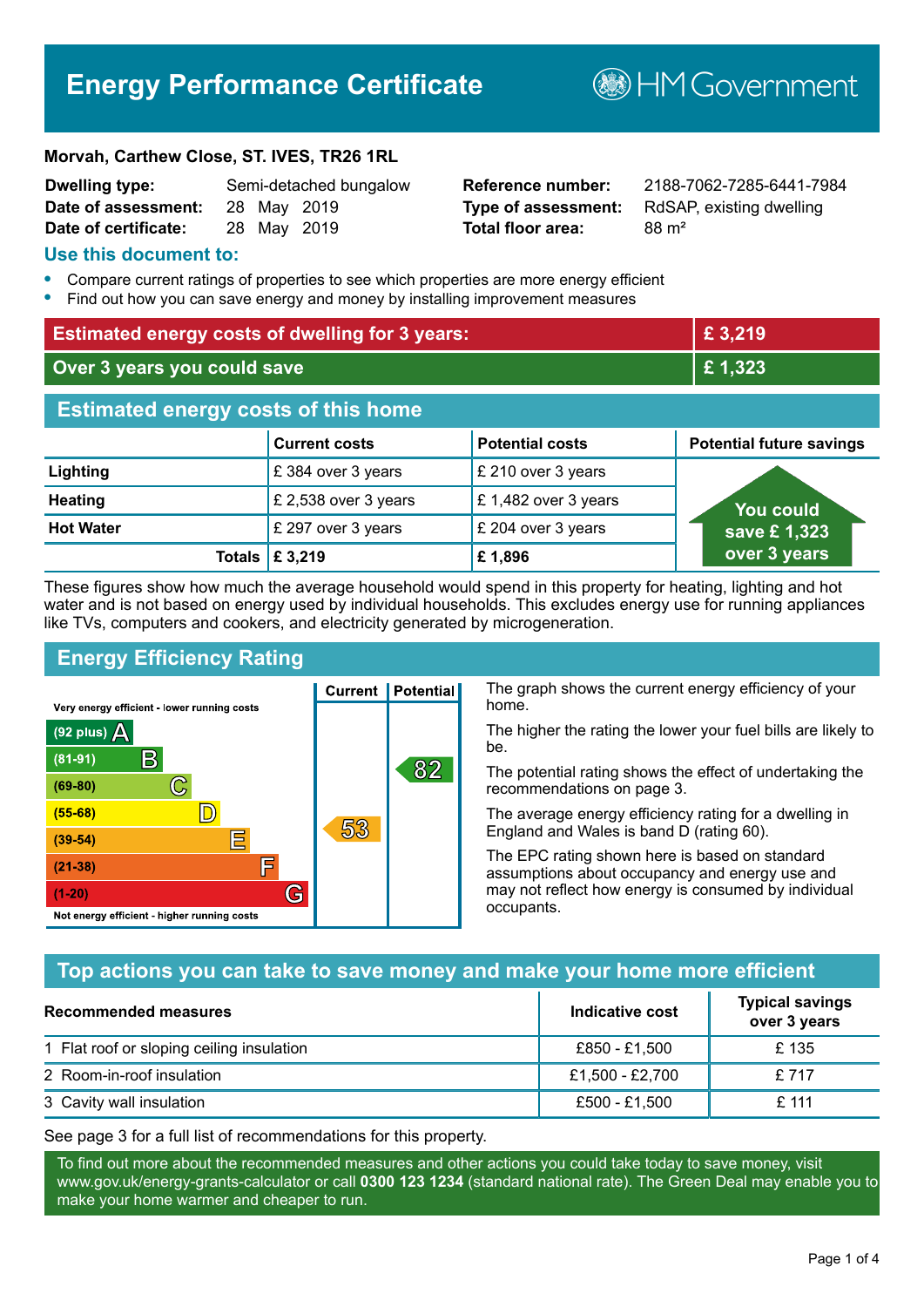# Energy Performance Certificate

HM Government

**Morvah, Carthew Close, ST. IVES, TR26 1RL**

| | | | |
|---|---|---|---|
| **Dwelling type:** | Semi-detached bungalow | **Reference number:** | 2188-7062-7285-6441-7984 |
| **Date of assessment:** | 28 May 2019 | **Type of assessment:** | RdSAP, existing dwelling |
| **Date of certificate:** | 28 May 2019 | **Total floor area:** | 88 m² |

## Use this document to:

- Compare current ratings of properties to see which properties are more energy efficient
- Find out how you can save energy and money by installing improvement measures

| | |
|---|---|
| **Estimated energy costs of dwelling for 3 years:** | **£ 3,219** |
| **Over 3 years you could save** | **£ 1,323** |

## Estimated energy costs of this home

| | Current costs | Potential costs | Potential future savings |
|---|---|---|---|
| **Lighting** | £ 384 over 3 years | £ 210 over 3 years | You could save £ 1,323 over 3 years |
| **Heating** | £ 2,538 over 3 years | £ 1,482 over 3 years | |
| **Hot Water** | £ 297 over 3 years | £ 204 over 3 years | |
| **Totals** | **£ 3,219** | **£ 1,896** | |

These figures show how much the average household would spend in this property for heating, lighting and hot water and is not based on energy used by individual households. This excludes energy use for running appliances like TVs, computers and cookers, and electricity generated by microgeneration.

## Energy Efficiency Rating

| Rating | Current | Potential |
|---|---|---|
| Very energy efficient - lower running costs | | |
| (92 plus) A | | |
| (81-91) B | | 82 |
| (69-80) C | | |
| (55-68) D | | |
| (39-54) E | 53 | |
| (21-38) F | | |
| (1-20) G | | |
| Not energy efficient - higher running costs | | |

The graph shows the current energy efficiency of your home.

The higher the rating the lower your fuel bills are likely to be.

The potential rating shows the effect of undertaking the recommendations on page 3.

The average energy efficiency rating for a dwelling in England and Wales is band D (rating 60).

The EPC rating shown here is based on standard assumptions about occupancy and energy use and may not reflect how energy is consumed by individual occupants.

## Top actions you can take to save money and make your home more efficient

| Recommended measures | Indicative cost | Typical savings over 3 years |
|---|---|---|
| 1 Flat roof or sloping ceiling insulation | £850 - £1,500 | £ 135 |
| 2 Room-in-roof insulation | £1,500 - £2,700 | £ 717 |
| 3 Cavity wall insulation | £500 - £1,500 | £ 111 |

See page 3 for a full list of recommendations for this property.

To find out more about the recommended measures and other actions you could take today to save money, visit www.gov.uk/energy-grants-calculator or call **0300 123 1234** (standard national rate). The Green Deal may enable you to make your home warmer and cheaper to run.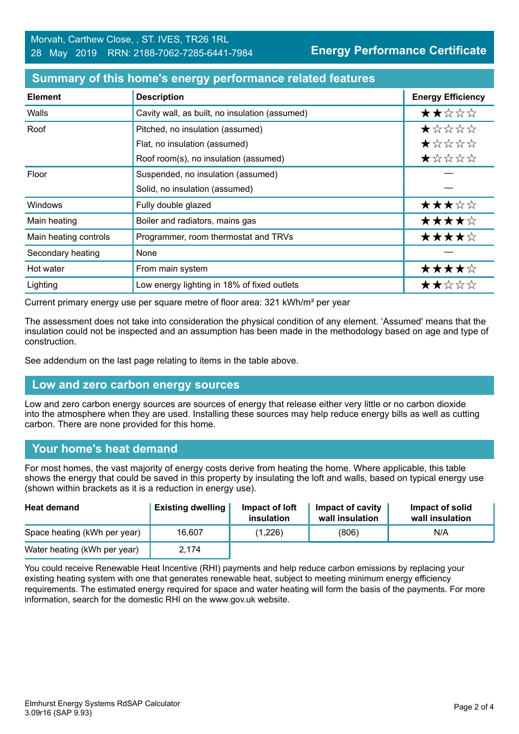Morvah, Carthew Close, , ST. IVES, TR26 1RL
28 May 2019 RRN: 2188-7062-7285-6441-7984

**Energy Performance Certificate**

## Summary of this home's energy performance related features

| Element | Description | Energy Efficiency |
|---|---|---|
| Walls | Cavity wall, as built, no insulation (assumed) | ★★☆☆☆ |
| Roof | Pitched, no insulation (assumed) | ★☆☆☆☆ |
| | Flat, no insulation (assumed) | ★☆☆☆☆ |
| | Roof room(s), no insulation (assumed) | ★☆☆☆☆ |
| Floor | Suspended, no insulation (assumed) | — |
| | Solid, no insulation (assumed) | — |
| Windows | Fully double glazed | ★★★☆☆ |
| Main heating | Boiler and radiators, mains gas | ★★★★☆ |
| Main heating controls | Programmer, room thermostat and TRVs | ★★★★☆ |
| Secondary heating | None | — |
| Hot water | From main system | ★★★★☆ |
| Lighting | Low energy lighting in 18% of fixed outlets | ★★☆☆☆ |

Current primary energy use per square metre of floor area: 321 kWh/m² per year

The assessment does not take into consideration the physical condition of any element. 'Assumed' means that the insulation could not be inspected and an assumption has been made in the methodology based on age and type of construction.

See addendum on the last page relating to items in the table above.

## Low and zero carbon energy sources

Low and zero carbon energy sources are sources of energy that release either very little or no carbon dioxide into the atmosphere when they are used. Installing these sources may help reduce energy bills as well as cutting carbon. There are none provided for this home.

## Your home's heat demand

For most homes, the vast majority of energy costs derive from heating the home. Where applicable, this table shows the energy that could be saved in this property by insulating the loft and walls, based on typical energy use (shown within brackets as it is a reduction in energy use).

| Heat demand | Existing dwelling | Impact of loft insulation | Impact of cavity wall insulation | Impact of solid wall insulation |
|---|---|---|---|---|
| Space heating (kWh per year) | 16,607 | (1,226) | (806) | N/A |
| Water heating (kWh per year) | 2,174 | | | |

You could receive Renewable Heat Incentive (RHI) payments and help reduce carbon emissions by replacing your existing heating system with one that generates renewable heat, subject to meeting minimum energy efficiency requirements. The estimated energy required for space and water heating will form the basis of the payments. For more information, search for the domestic RHI on the www.gov.uk website.

Elmhurst Energy Systems RdSAP Calculator
3.09r16 (SAP 9.93)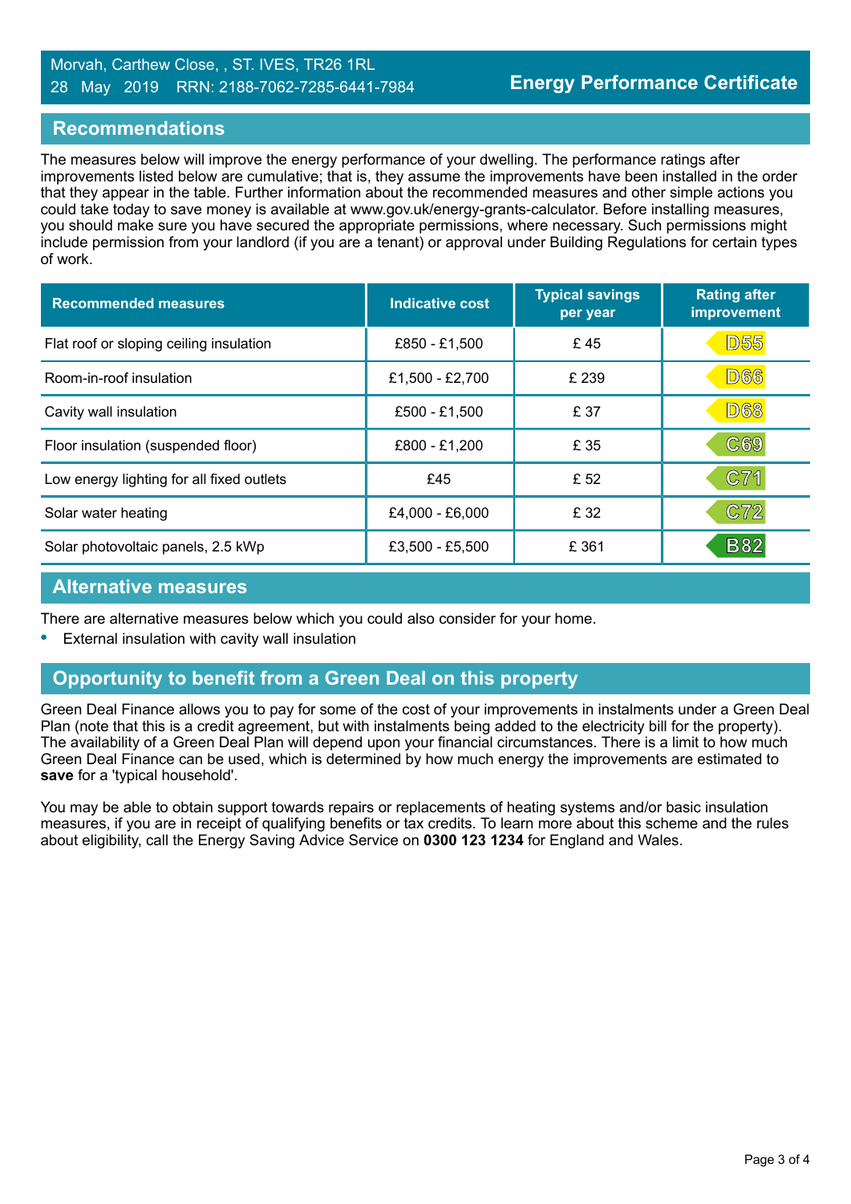Morvah, Carthew Close, , ST. IVES, TR26 1RL
28 May 2019 RRN: 2188-7062-7285-6441-7984

**Energy Performance Certificate**

## Recommendations

The measures below will improve the energy performance of your dwelling. The performance ratings after improvements listed below are cumulative; that is, they assume the improvements have been installed in the order that they appear in the table. Further information about the recommended measures and other simple actions you could take today to save money is available at www.gov.uk/energy-grants-calculator. Before installing measures, you should make sure you have secured the appropriate permissions, where necessary. Such permissions might include permission from your landlord (if you are a tenant) or approval under Building Regulations for certain types of work.

| Recommended measures | Indicative cost | Typical savings per year | Rating after improvement |
|---|---|---|---|
| Flat roof or sloping ceiling insulation | £850 - £1,500 | £ 45 | D55 |
| Room-in-roof insulation | £1,500 - £2,700 | £ 239 | D66 |
| Cavity wall insulation | £500 - £1,500 | £ 37 | D68 |
| Floor insulation (suspended floor) | £800 - £1,200 | £ 35 | C69 |
| Low energy lighting for all fixed outlets | £45 | £ 52 | C71 |
| Solar water heating | £4,000 - £6,000 | £ 32 | C72 |
| Solar photovoltaic panels, 2.5 kWp | £3,500 - £5,500 | £ 361 | B82 |

## Alternative measures

There are alternative measures below which you could also consider for your home.

- External insulation with cavity wall insulation

## Opportunity to benefit from a Green Deal on this property

Green Deal Finance allows you to pay for some of the cost of your improvements in instalments under a Green Deal Plan (note that this is a credit agreement, but with instalments being added to the electricity bill for the property). The availability of a Green Deal Plan will depend upon your financial circumstances. There is a limit to how much Green Deal Finance can be used, which is determined by how much energy the improvements are estimated to **save** for a 'typical household'.

You may be able to obtain support towards repairs or replacements of heating systems and/or basic insulation measures, if you are in receipt of qualifying benefits or tax credits. To learn more about this scheme and the rules about eligibility, call the Energy Saving Advice Service on **0300 123 1234** for England and Wales.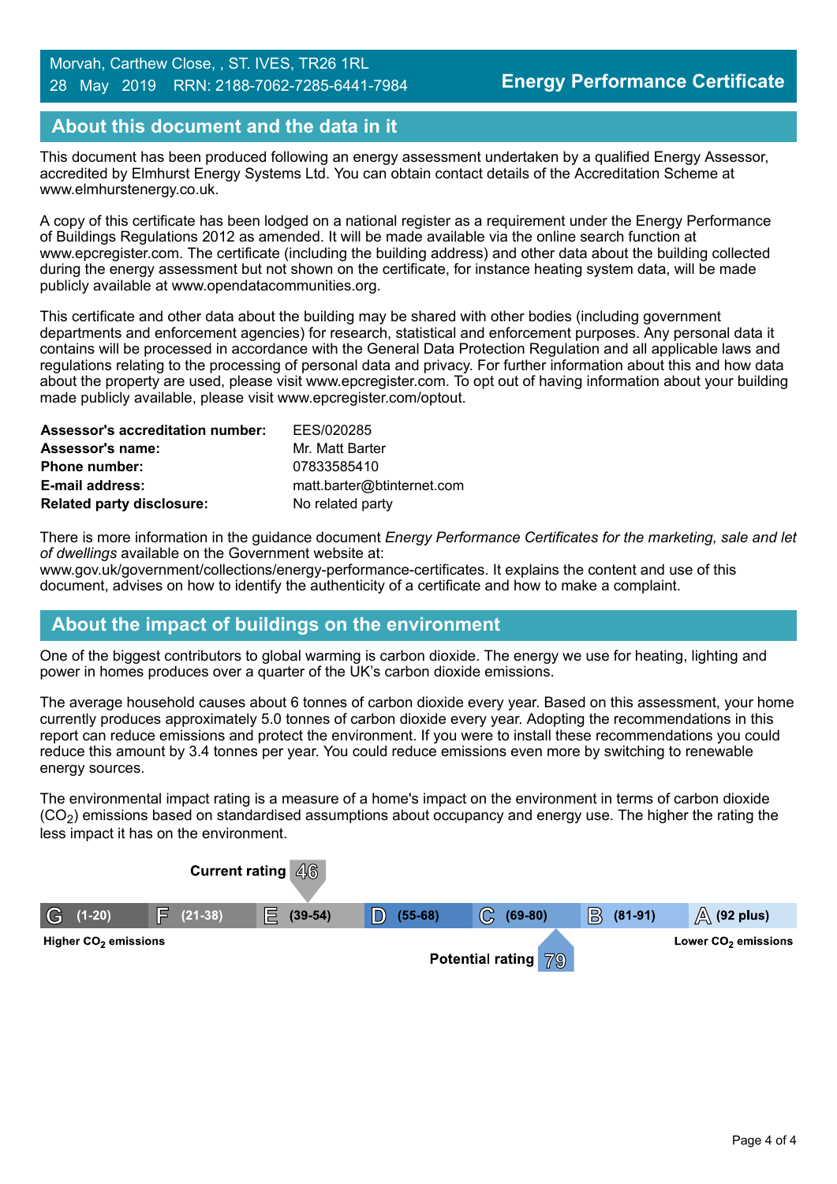Morvah, Carthew Close, , ST. IVES, TR26 1RL
28 May 2019 RRN: 2188-7062-7285-6441-7984

**Energy Performance Certificate**

## About this document and the data in it

This document has been produced following an energy assessment undertaken by a qualified Energy Assessor, accredited by Elmhurst Energy Systems Ltd. You can obtain contact details of the Accreditation Scheme at www.elmhurstenergy.co.uk.

A copy of this certificate has been lodged on a national register as a requirement under the Energy Performance of Buildings Regulations 2012 as amended. It will be made available via the online search function at www.epcregister.com. The certificate (including the building address) and other data about the building collected during the energy assessment but not shown on the certificate, for instance heating system data, will be made publicly available at www.opendatacommunities.org.

This certificate and other data about the building may be shared with other bodies (including government departments and enforcement agencies) for research, statistical and enforcement purposes. Any personal data it contains will be processed in accordance with the General Data Protection Regulation and all applicable laws and regulations relating to the processing of personal data and privacy. For further information about this and how data about the property are used, please visit www.epcregister.com. To opt out of having information about your building made publicly available, please visit www.epcregister.com/optout.

| | |
|---|---|
| **Assessor's accreditation number:** | EES/020285 |
| **Assessor's name:** | Mr. Matt Barter |
| **Phone number:** | 07833585410 |
| **E-mail address:** | matt.barter@btinternet.com |
| **Related party disclosure:** | No related party |

There is more information in the guidance document *Energy Performance Certificates for the marketing, sale and let of dwellings* available on the Government website at: www.gov.uk/government/collections/energy-performance-certificates. It explains the content and use of this document, advises on how to identify the authenticity of a certificate and how to make a complaint.

## About the impact of buildings on the environment

One of the biggest contributors to global warming is carbon dioxide. The energy we use for heating, lighting and power in homes produces over a quarter of the UK's carbon dioxide emissions.

The average household causes about 6 tonnes of carbon dioxide every year. Based on this assessment, your home currently produces approximately 5.0 tonnes of carbon dioxide every year. Adopting the recommendations in this report can reduce emissions and protect the environment. If you were to install these recommendations you could reduce this amount by 3.4 tonnes per year. You could reduce emissions even more by switching to renewable energy sources.

The environmental impact rating is a measure of a home's impact on the environment in terms of carbon dioxide ($CO_2$) emissions based on standardised assumptions about occupancy and energy use. The higher the rating the less impact it has on the environment.

Current rating 46

G (1-20)
F (21-38)
E (39-54)
D (55-68)
C (69-80)
B (81-91)
A (92 plus)

Higher $CO_2$ emissions
Lower $CO_2$ emissions

Potential rating 79